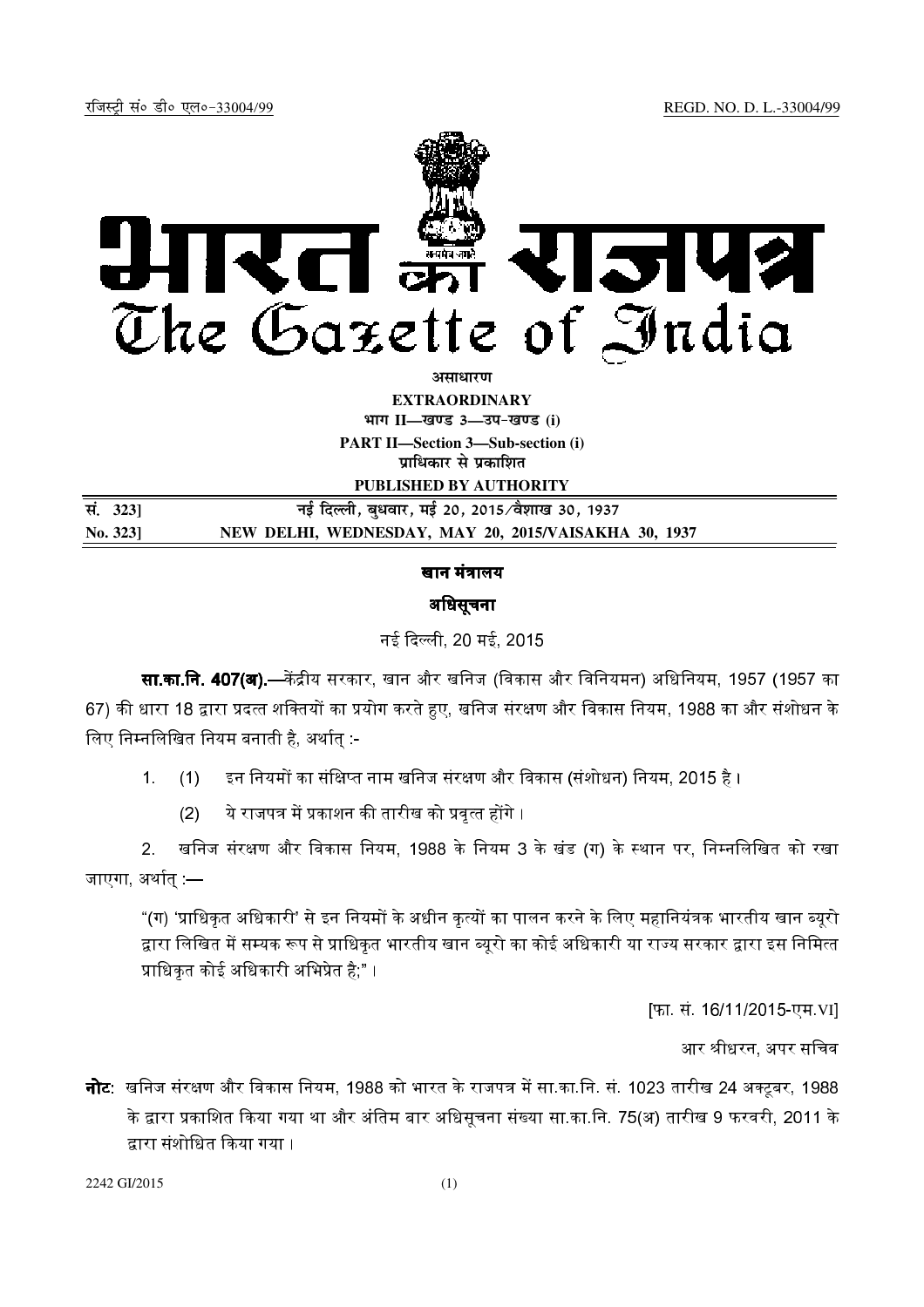रजिस्ट्री सं० डी० एल०-33004/99 REGD. NO. D. L.-33004/99

# भारत का राजपत्र
# The Gazette of India

**असाधारण**

**EXTRAORDINARY**

**भाग II—खण्ड 3—उप-खण्ड (i)**

**PART II—Section 3—Sub-section (i)**

**प्राधिकार से प्रकाशित**

**PUBLISHED BY AUTHORITY**

| | |
|---|---|
| **सं. 323]** | **नई दिल्ली, बुधवार, मई 20, 2015/वैशाख 30, 1937** |
| **No. 323]** | **NEW DELHI, WEDNESDAY, MAY 20, 2015/VAISAKHA 30, 1937** |

## खान मंत्रालय

## अधिसूचना

नई दिल्ली, 20 मई, 2015

**सा.का.नि. 407(अ).**—केंद्रीय सरकार, खान और खनिज (विकास और विनियमन) अधिनियम, 1957 (1957 का 67) की धारा 18 द्वारा प्रदत्त शक्तियों का प्रयोग करते हुए, खनिज संरक्षण और विकास नियम, 1988 का और संशोधन के लिए निम्नलिखित नियम बनाती है, अर्थात् :-

1. (1) इन नियमों का संक्षिप्त नाम खनिज संरक्षण और विकास (संशोधन) नियम, 2015 है।

   (2) ये राजपत्र में प्रकाशन की तारीख को प्रवृत्त होंगे।

2. खनिज संरक्षण और विकास नियम, 1988 के नियम 3 के खंड (ग) के स्थान पर, निम्नलिखित को रखा जाएगा, अर्थात् :—

   "(ग) 'प्राधिकृत अधिकारी' से इन नियमों के अधीन कृत्यों का पालन करने के लिए महानियंत्रक भारतीय खान ब्यूरो द्वारा लिखित में सम्यक रूप से प्राधिकृत भारतीय खान ब्यूरो का कोई अधिकारी या राज्य सरकार द्वारा इस निमित्त प्राधिकृत कोई अधिकारी अभिप्रेत है;"।

[फा. सं. 16/11/2015-एम.VI]

आर श्रीधरन, अपर सचिव

**नोट:** खनिज संरक्षण और विकास नियम, 1988 को भारत के राजपत्र में सा.का.नि. सं. 1023 तारीख 24 अक्टूबर, 1988 के द्वारा प्रकाशित किया गया था और अंतिम बार अधिसूचना संख्या सा.का.नि. 75(अ) तारीख 9 फरवरी, 2011 के द्वारा संशोधित किया गया।

2242 GI/2015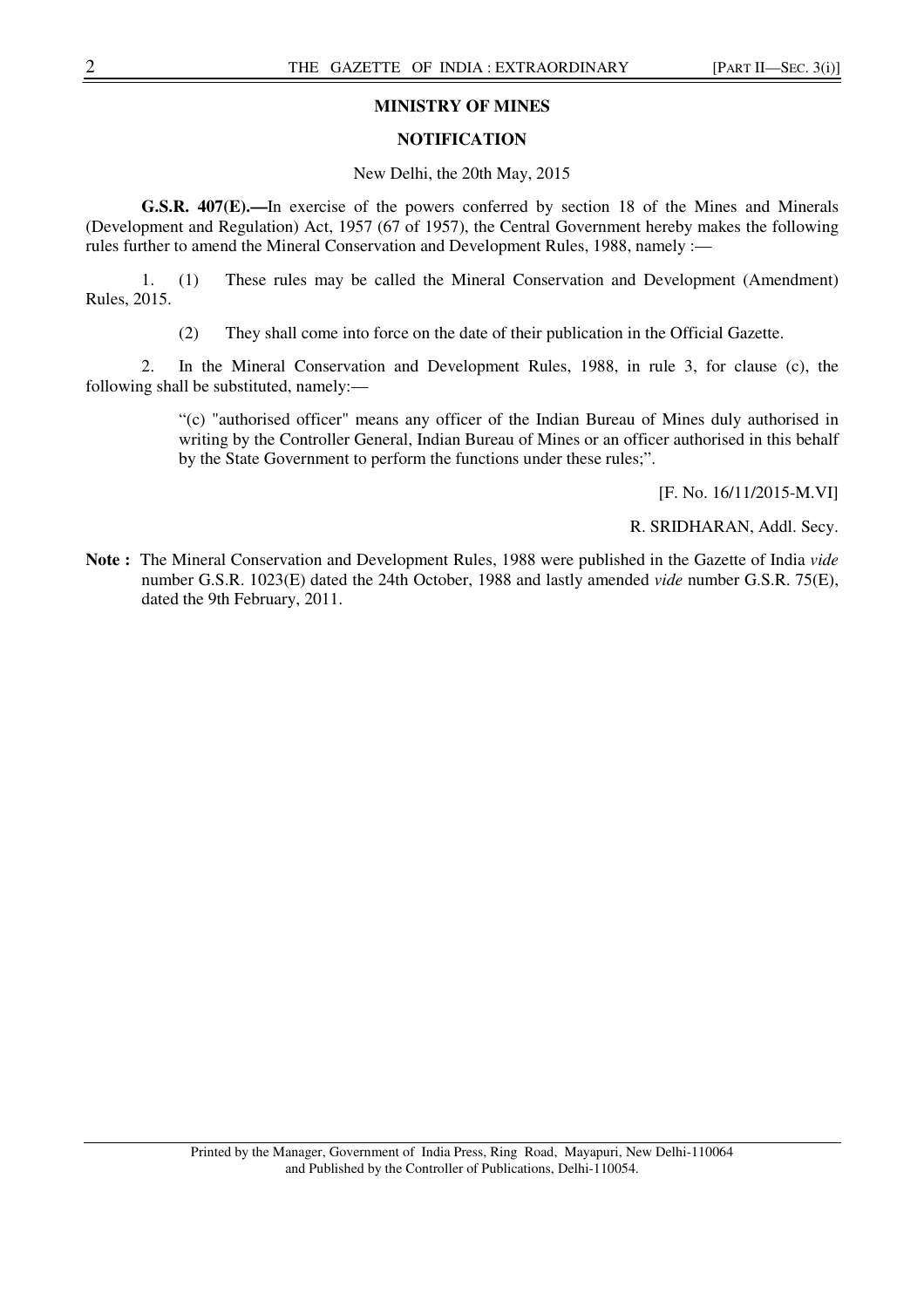**MINISTRY OF MINES**

**NOTIFICATION**

New Delhi, the 20th May, 2015

**G.S.R. 407(E).—**In exercise of the powers conferred by section 18 of the Mines and Minerals (Development and Regulation) Act, 1957 (67 of 1957), the Central Government hereby makes the following rules further to amend the Mineral Conservation and Development Rules, 1988, namely :—

1. (1) These rules may be called the Mineral Conservation and Development (Amendment) Rules, 2015.

(2) They shall come into force on the date of their publication in the Official Gazette.

2. In the Mineral Conservation and Development Rules, 1988, in rule 3, for clause (c), the following shall be substituted, namely:—

"(c) "authorised officer" means any officer of the Indian Bureau of Mines duly authorised in writing by the Controller General, Indian Bureau of Mines or an officer authorised in this behalf by the State Government to perform the functions under these rules;".

[F. No. 16/11/2015-M.VI]

R. SRIDHARAN, Addl. Secy.

**Note :** The Mineral Conservation and Development Rules, 1988 were published in the Gazette of India *vide* number G.S.R. 1023(E) dated the 24th October, 1988 and lastly amended *vide* number G.S.R. 75(E), dated the 9th February, 2011.

Printed by the Manager, Government of India Press, Ring Road, Mayapuri, New Delhi-110064 and Published by the Controller of Publications, Delhi-110054.